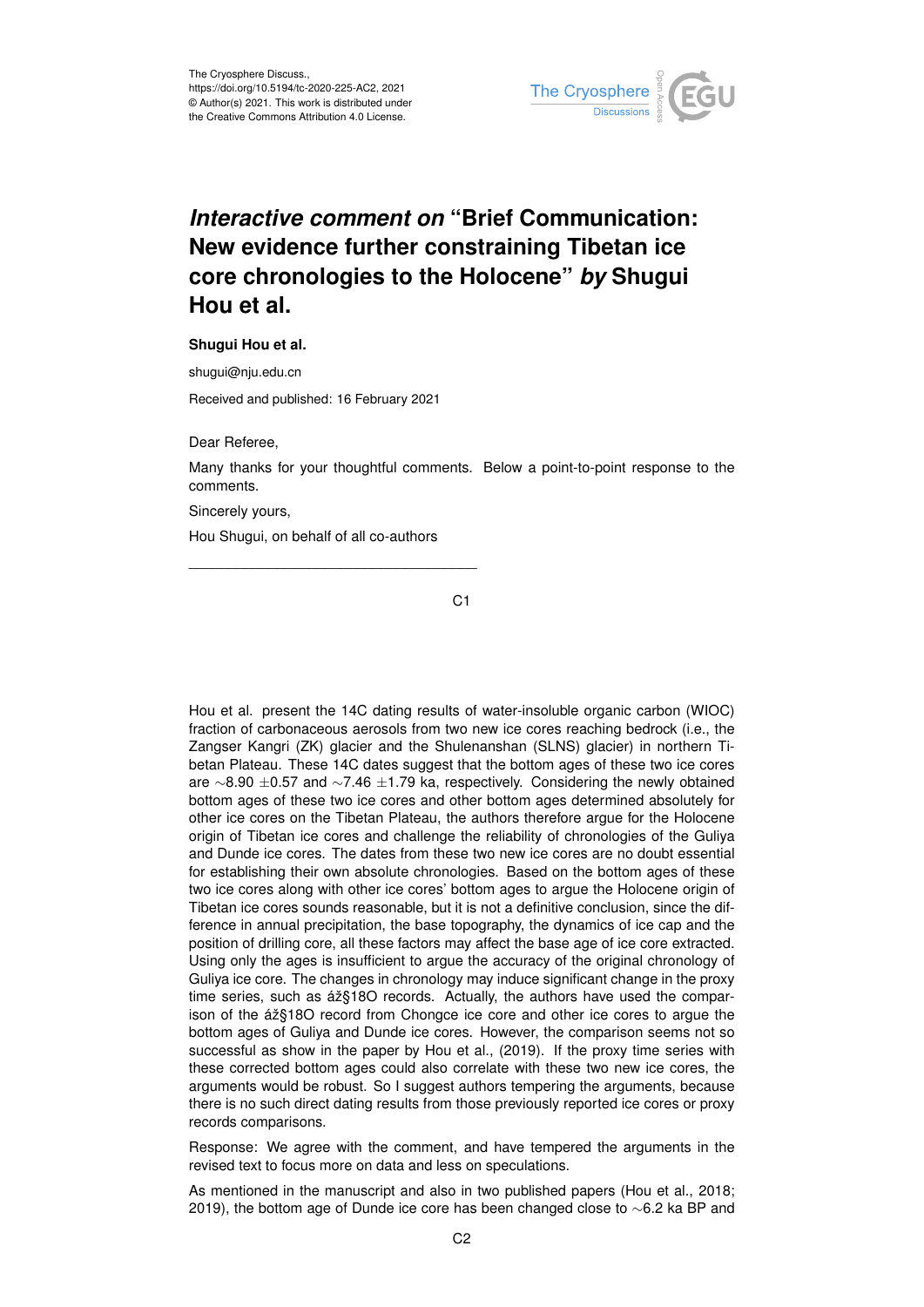The Cryosphere Discuss.,
https://doi.org/10.5194/tc-2020-225-AC2, 2021
© Author(s) 2021. This work is distributed under
the Creative Commons Attribution 4.0 License.

# *Interactive comment on* "Brief Communication: New evidence further constraining Tibetan ice core chronologies to the Holocene" *by* Shugui Hou et al.

**Shugui Hou et al.**

shugui@nju.edu.cn

Received and published: 16 February 2021

Dear Referee,

Many thanks for your thoughtful comments. Below a point-to-point response to the comments.

Sincerely yours,

Hou Shugui, on behalf of all co-authors

---

Hou et al. present the 14C dating results of water-insoluble organic carbon (WIOC) fraction of carbonaceous aerosols from two new ice cores reaching bedrock (i.e., the Zangser Kangri (ZK) glacier and the Shulenanshan (SLNS) glacier) in northern Tibetan Plateau. These 14C dates suggest that the bottom ages of these two ice cores are ~8.90 ±0.57 and ~7.46 ±1.79 ka, respectively. Considering the newly obtained bottom ages of these two ice cores and other bottom ages determined absolutely for other ice cores on the Tibetan Plateau, the authors therefore argue for the Holocene origin of Tibetan ice cores and challenge the reliability of chronologies of the Guliya and Dunde ice cores. The dates from these two new ice cores are no doubt essential for establishing their own absolute chronologies. Based on the bottom ages of these two ice cores along with other ice cores' bottom ages to argue the Holocene origin of Tibetan ice cores sounds reasonable, but it is not a definitive conclusion, since the difference in annual precipitation, the base topography, the dynamics of ice cap and the position of drilling core, all these factors may affect the base age of ice core extracted. Using only the ages is insufficient to argue the accuracy of the original chronology of Guliya ice core. The changes in chronology may induce significant change in the proxy time series, such as áž§18O records. Actually, the authors have used the comparison of the áž§18O record from Chongce ice core and other ice cores to argue the bottom ages of Guliya and Dunde ice cores. However, the comparison seems not so successful as show in the paper by Hou et al., (2019). If the proxy time series with these corrected bottom ages could also correlate with these two new ice cores, the arguments would be robust. So I suggest authors tempering the arguments, because there is no such direct dating results from those previously reported ice cores or proxy records comparisons.

Response: We agree with the comment, and have tempered the arguments in the revised text to focus more on data and less on speculations.

As mentioned in the manuscript and also in two published papers (Hou et al., 2018; 2019), the bottom age of Dunde ice core has been changed close to ~6.2 ka BP and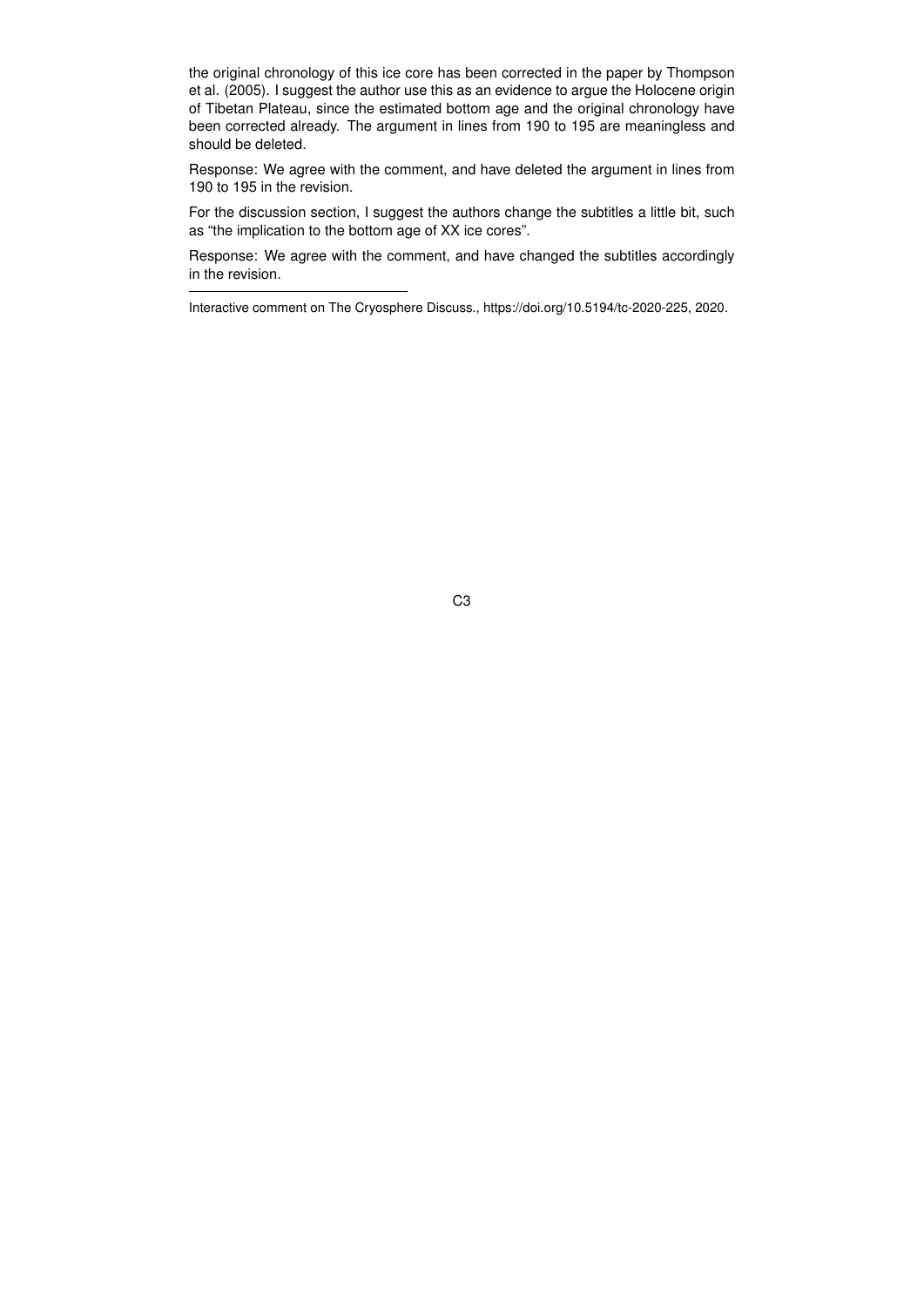the original chronology of this ice core has been corrected in the paper by Thompson et al. (2005). I suggest the author use this as an evidence to argue the Holocene origin of Tibetan Plateau, since the estimated bottom age and the original chronology have been corrected already. The argument in lines from 190 to 195 are meaningless and should be deleted.

Response: We agree with the comment, and have deleted the argument in lines from 190 to 195 in the revision.

For the discussion section, I suggest the authors change the subtitles a little bit, such as "the implication to the bottom age of XX ice cores".

Response: We agree with the comment, and have changed the subtitles accordingly in the revision.

---

Interactive comment on The Cryosphere Discuss., https://doi.org/10.5194/tc-2020-225, 2020.